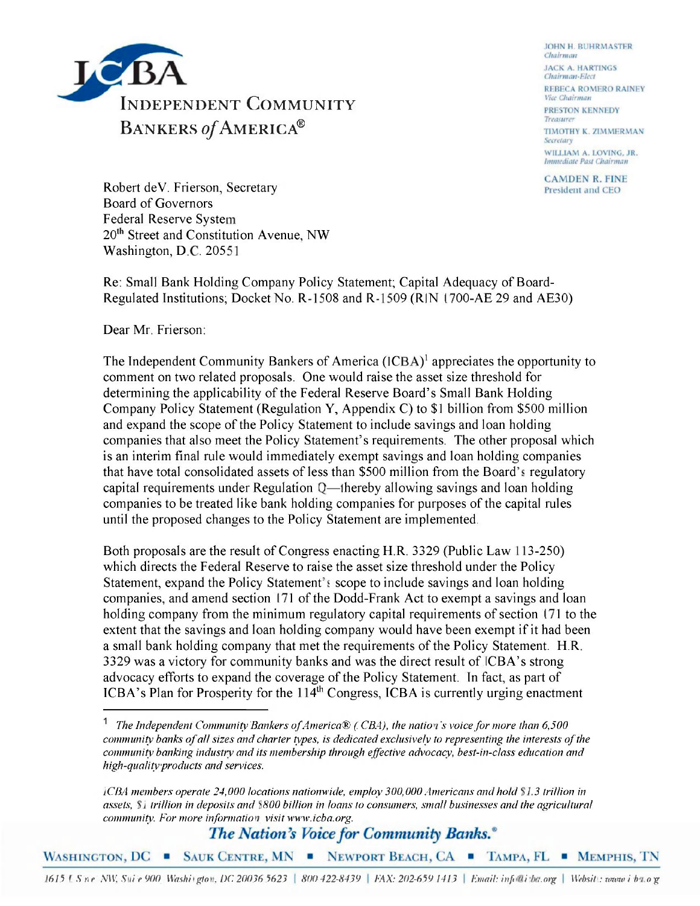# Independent Community Bankers *of* America®

JOHN H. BUHRMASTER
*Chairman*

JACK A. HARTINGS
*Chairman-Elect*

REBECA ROMERO RAINEY
*Vice Chairman*

PRESTON KENNEDY
*Treasurer*

TIMOTHY K. ZIMMERMAN
*Secretary*

WILLIAM A. LOVING, JR.
*Immediate Past Chairman*

CAMDEN R. FINE
President and CEO

Robert deV. Frierson, Secretary
Board of Governors
Federal Reserve System
20th Street and Constitution Avenue, NW
Washington, D.C. 20551

Re: Small Bank Holding Company Policy Statement; Capital Adequacy of Board-Regulated Institutions; Docket No. R-1508 and R-1509 (RIN 1700-AE 29 and AE30)

Dear Mr. Frierson:

The Independent Community Bankers of America (ICBA)[1] appreciates the opportunity to comment on two related proposals. One would raise the asset size threshold for determining the applicability of the Federal Reserve Board's Small Bank Holding Company Policy Statement (Regulation Y, Appendix C) to $1 billion from $500 million and expand the scope of the Policy Statement to include savings and loan holding companies that also meet the Policy Statement's requirements. The other proposal which is an interim final rule would immediately exempt savings and loan holding companies that have total consolidated assets of less than $500 million from the Board's regulatory capital requirements under Regulation Q—thereby allowing savings and loan holding companies to be treated like bank holding companies for purposes of the capital rules until the proposed changes to the Policy Statement are implemented.

Both proposals are the result of Congress enacting H.R. 3329 (Public Law 113-250) which directs the Federal Reserve to raise the asset size threshold under the Policy Statement, expand the Policy Statement's scope to include savings and loan holding companies, and amend section 171 of the Dodd-Frank Act to exempt a savings and loan holding company from the minimum regulatory capital requirements of section 171 to the extent that the savings and loan holding company would have been exempt if it had been a small bank holding company that met the requirements of the Policy Statement. H.R. 3329 was a victory for community banks and was the direct result of ICBA's strong advocacy efforts to expand the coverage of the Policy Statement. In fact, as part of ICBA's Plan for Prosperity for the 114th Congress, ICBA is currently urging enactment

---

[1] *The Independent Community Bankers of America® (ICBA), the nation's voice for more than 6,500 community banks of all sizes and charter types, is dedicated exclusively to representing the interests of the community banking industry and its membership through effective advocacy, best-in-class education and high-quality products and services.*

*ICBA members operate 24,000 locations nationwide, employ 300,000 Americans and hold $1.3 trillion in assets, $1 trillion in deposits and $800 billion in loans to consumers, small businesses and the agricultural community. For more information visit www.icba.org.*

***The Nation's Voice for Community Banks.®***

WASHINGTON, DC ■ SAUK CENTRE, MN ■ NEWPORT BEACH, CA ■ TAMPA, FL ■ MEMPHIS, TN

1615 L Street NW, Suite 900 Washington, DC 20036 5623 | 800-422-8439 | FAX: 202-659-1413 | Email: info@icba.org | Website: www.icba.org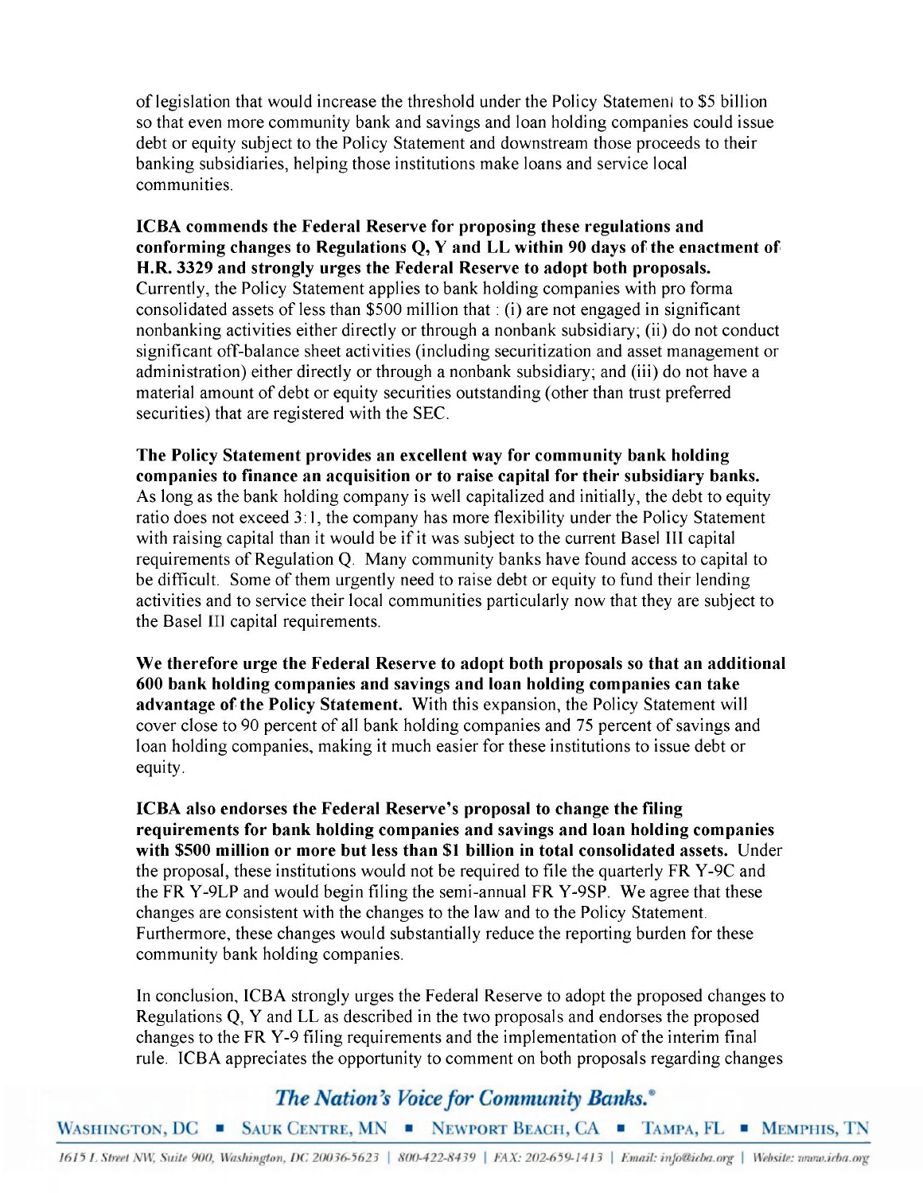of legislation that would increase the threshold under the Policy Statement to $5 billion so that even more community bank and savings and loan holding companies could issue debt or equity subject to the Policy Statement and downstream those proceeds to their banking subsidiaries, helping those institutions make loans and service local communities.

**ICBA commends the Federal Reserve for proposing these regulations and conforming changes to Regulations Q, Y and LL within 90 days of the enactment of H.R. 3329 and strongly urges the Federal Reserve to adopt both proposals.** Currently, the Policy Statement applies to bank holding companies with pro forma consolidated assets of less than $500 million that : (i) are not engaged in significant nonbanking activities either directly or through a nonbank subsidiary; (ii) do not conduct significant off-balance sheet activities (including securitization and asset management or administration) either directly or through a nonbank subsidiary; and (iii) do not have a material amount of debt or equity securities outstanding (other than trust preferred securities) that are registered with the SEC.

**The Policy Statement provides an excellent way for community bank holding companies to finance an acquisition or to raise capital for their subsidiary banks.** As long as the bank holding company is well capitalized and initially, the debt to equity ratio does not exceed 3:1, the company has more flexibility under the Policy Statement with raising capital than it would be if it was subject to the current Basel III capital requirements of Regulation Q. Many community banks have found access to capital to be difficult. Some of them urgently need to raise debt or equity to fund their lending activities and to service their local communities particularly now that they are subject to the Basel III capital requirements.

**We therefore urge the Federal Reserve to adopt both proposals so that an additional 600 bank holding companies and savings and loan holding companies can take advantage of the Policy Statement.** With this expansion, the Policy Statement will cover close to 90 percent of all bank holding companies and 75 percent of savings and loan holding companies, making it much easier for these institutions to issue debt or equity.

**ICBA also endorses the Federal Reserve's proposal to change the filing requirements for bank holding companies and savings and loan holding companies with $500 million or more but less than $1 billion in total consolidated assets.** Under the proposal, these institutions would not be required to file the quarterly FR Y-9C and the FR Y-9LP and would begin filing the semi-annual FR Y-9SP. We agree that these changes are consistent with the changes to the law and to the Policy Statement. Furthermore, these changes would substantially reduce the reporting burden for these community bank holding companies.

In conclusion, ICBA strongly urges the Federal Reserve to adopt the proposed changes to Regulations Q, Y and LL as described in the two proposals and endorses the proposed changes to the FR Y-9 filing requirements and the implementation of the interim final rule. ICBA appreciates the opportunity to comment on both proposals regarding changes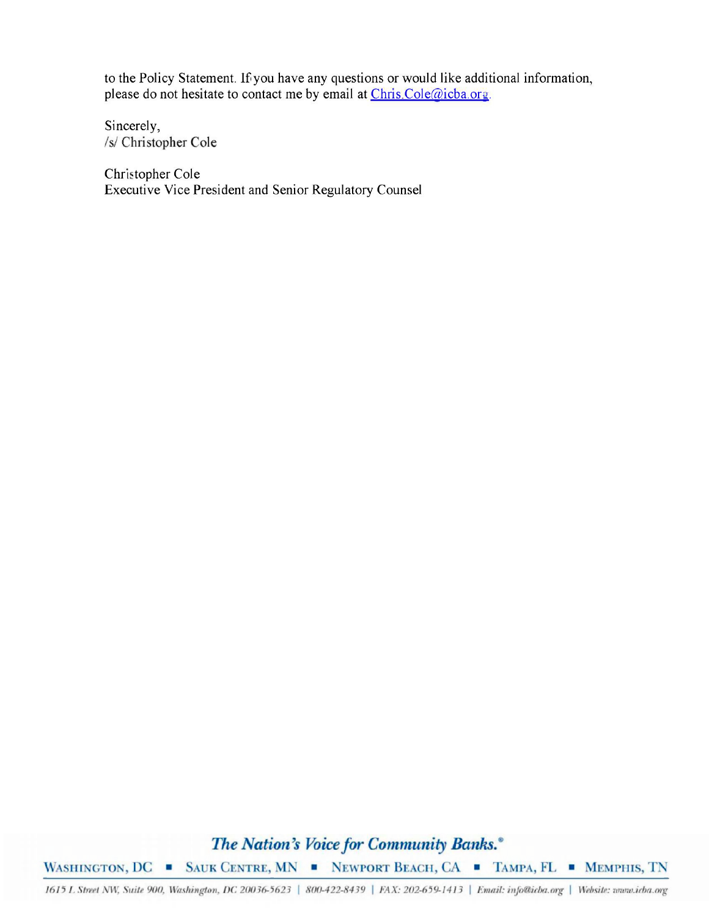to the Policy Statement. If you have any questions or would like additional information, please do not hesitate to contact me by email at Chris.Cole@icba.org.

Sincerely,
/s/ Christopher Cole

Christopher Cole
Executive Vice President and Senior Regulatory Counsel